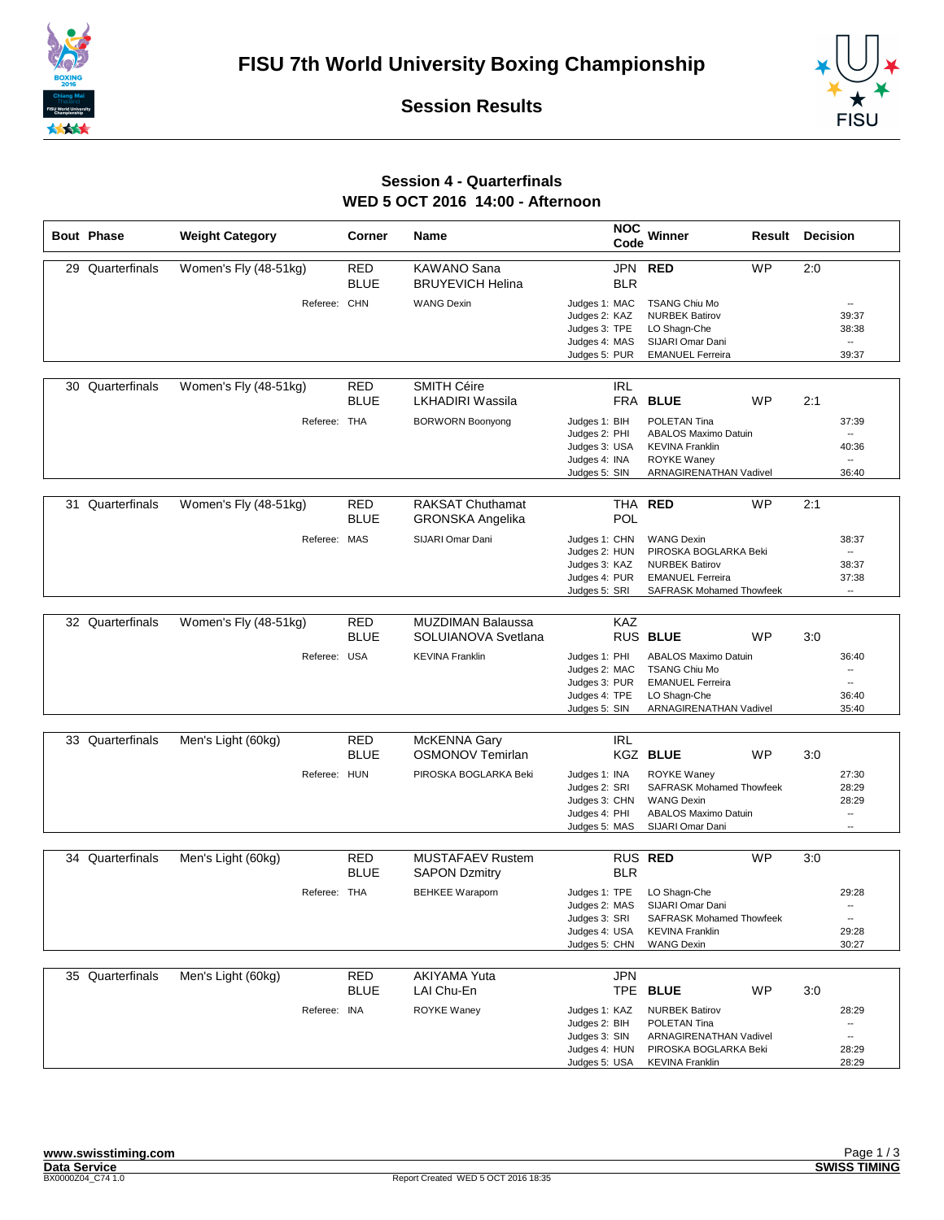# FISU 7th World University Boxing Championship

## Session Results

### Session 4 - Quarterfinals
### WED 5 OCT 2016 14:00 - Afternoon

| Bout | Phase | Weight Category | Corner | Name | NOC Code | Winner | Result | Decision |
|---|---|---|---|---|---|---|---|---|
| 29 | Quarterfinals | Women's Fly (48-51kg) | RED | KAWANO Sana | JPN | RED | WP | 2:0 |
| | | | BLUE | BRUYEVICH Helina | BLR | | | |
| | | Referee: | CHN | WANG Dexin | Judges 1: MAC | TSANG Chiu Mo | | -- |
| | | | | | Judges 2: KAZ | NURBEK Batirov | | 39:37 |
| | | | | | Judges 3: TPE | LO Shagn-Che | | 38:38 |
| | | | | | Judges 4: MAS | SIJARI Omar Dani | | -- |
| | | | | | Judges 5: PUR | EMANUEL Ferreira | | 39:37 |
| 30 | Quarterfinals | Women's Fly (48-51kg) | RED | SMITH Céire | IRL | | | |
| | | | BLUE | LKHADIRI Wassila | FRA | BLUE | WP | 2:1 |
| | | Referee: | THA | BORWORN Boonyong | Judges 1: BIH | POLETAN Tina | | 37:39 |
| | | | | | Judges 2: PHI | ABALOS Maximo Datuin | | -- |
| | | | | | Judges 3: USA | KEVINA Franklin | | 40:36 |
| | | | | | Judges 4: INA | ROYKE Waney | | -- |
| | | | | | Judges 5: SIN | ARNAGIRENATHAN Vadivel | | 36:40 |
| 31 | Quarterfinals | Women's Fly (48-51kg) | RED | RAKSAT Chuthamat | THA | RED | WP | 2:1 |
| | | | BLUE | GRONSKA Angelika | POL | | | |
| | | Referee: | MAS | SIJARI Omar Dani | Judges 1: CHN | WANG Dexin | | 38:37 |
| | | | | | Judges 2: HUN | PIROSKA BOGLARKA Beki | | -- |
| | | | | | Judges 3: KAZ | NURBEK Batirov | | 38:37 |
| | | | | | Judges 4: PUR | EMANUEL Ferreira | | 37:38 |
| | | | | | Judges 5: SRI | SAFRASK Mohamed Thowfeek | | -- |
| 32 | Quarterfinals | Women's Fly (48-51kg) | RED | MUZDIMAN Balaussa | KAZ | | | |
| | | | BLUE | SOLUIANOVA Svetlana | RUS | BLUE | WP | 3:0 |
| | | Referee: | USA | KEVINA Franklin | Judges 1: PHI | ABALOS Maximo Datuin | | 36:40 |
| | | | | | Judges 2: MAC | TSANG Chiu Mo | | -- |
| | | | | | Judges 3: PUR | EMANUEL Ferreira | | -- |
| | | | | | Judges 4: TPE | LO Shagn-Che | | 36:40 |
| | | | | | Judges 5: SIN | ARNAGIRENATHAN Vadivel | | 35:40 |
| 33 | Quarterfinals | Men's Light (60kg) | RED | McKENNA Gary | IRL | | | |
| | | | BLUE | OSMONOV Temirlan | KGZ | BLUE | WP | 3:0 |
| | | Referee: | HUN | PIROSKA BOGLARKA Beki | Judges 1: INA | ROYKE Waney | | 27:30 |
| | | | | | Judges 2: SRI | SAFRASK Mohamed Thowfeek | | 28:29 |
| | | | | | Judges 3: CHN | WANG Dexin | | 28:29 |
| | | | | | Judges 4: PHI | ABALOS Maximo Datuin | | -- |
| | | | | | Judges 5: MAS | SIJARI Omar Dani | | -- |
| 34 | Quarterfinals | Men's Light (60kg) | RED | MUSTAFAEV Rustem | RUS | RED | WP | 3:0 |
| | | | BLUE | SAPON Dzmitry | BLR | | | |
| | | Referee: | THA | BEHKEE Waraporn | Judges 1: TPE | LO Shagn-Che | | 29:28 |
| | | | | | Judges 2: MAS | SIJARI Omar Dani | | -- |
| | | | | | Judges 3: SRI | SAFRASK Mohamed Thowfeek | | -- |
| | | | | | Judges 4: USA | KEVINA Franklin | | 29:28 |
| | | | | | Judges 5: CHN | WANG Dexin | | 30:27 |
| 35 | Quarterfinals | Men's Light (60kg) | RED | AKIYAMA Yuta | JPN | | | |
| | | | BLUE | LAI Chu-En | TPE | BLUE | WP | 3:0 |
| | | Referee: | INA | ROYKE Waney | Judges 1: KAZ | NURBEK Batirov | | 28:29 |
| | | | | | Judges 2: BIH | POLETAN Tina | | -- |
| | | | | | Judges 3: SIN | ARNAGIRENATHAN Vadivel | | -- |
| | | | | | Judges 4: HUN | PIROSKA BOGLARKA Beki | | 28:29 |
| | | | | | Judges 5: USA | KEVINA Franklin | | 28:29 |

www.swisstiming.com
Data Service
BX0000Z04_C74 1.0
Report Created WED 5 OCT 2016 18:35
SWISS TIMING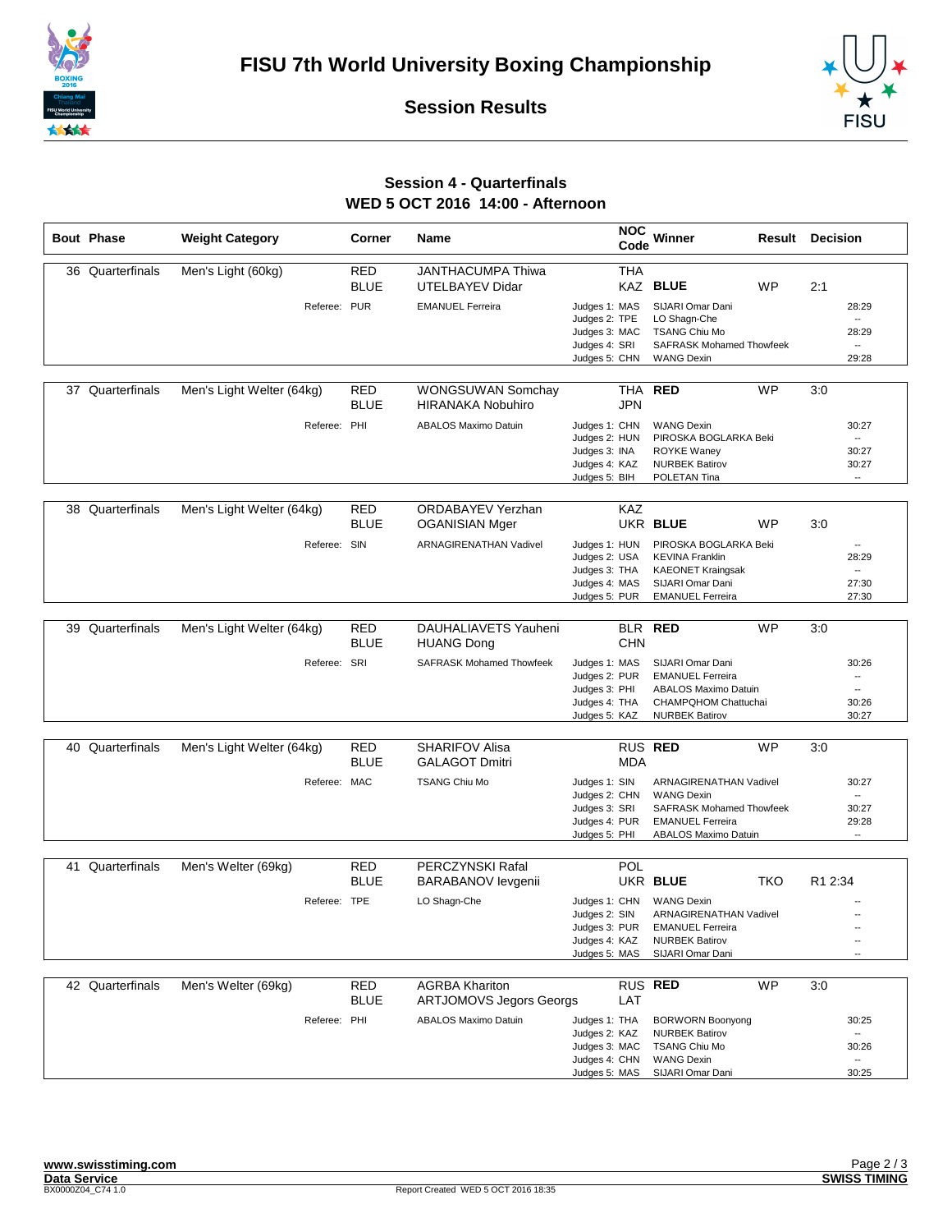# FISU 7th World University Boxing Championship

## Session Results

### Session 4 - Quarterfinals
### WED 5 OCT 2016 14:00 - Afternoon

| Bout | Phase | Weight Category | Corner | Name | NOC Code | Winner | Result | Decision |
|---|---|---|---|---|---|---|---|---|
| 36 | Quarterfinals | Men's Light (60kg) | RED | JANTHACUMPA Thiwa | THA | | | |
| | | | BLUE | UTELBAYEV Didar | KAZ | BLUE | WP | 2:1 |
| | | | Referee: PUR | EMANUEL Ferreira | Judges 1: MAS | SIJARI Omar Dani | | 28:29 |
| | | | | | Judges 2: TPE | LO Shagn-Che | | -- |
| | | | | | Judges 3: MAC | TSANG Chiu Mo | | 28:29 |
| | | | | | Judges 4: SRI | SAFRASK Mohamed Thowfeek | | -- |
| | | | | | Judges 5: CHN | WANG Dexin | | 29:28 |
| 37 | Quarterfinals | Men's Light Welter (64kg) | RED | WONGSUWAN Somchay | THA | RED | WP | 3:0 |
| | | | BLUE | HIRANAKA Nobuhiro | JPN | | | |
| | | | Referee: PHI | ABALOS Maximo Datuin | Judges 1: CHN | WANG Dexin | | 30:27 |
| | | | | | Judges 2: HUN | PIROSKA BOGLARKA Beki | | -- |
| | | | | | Judges 3: INA | ROYKE Waney | | 30:27 |
| | | | | | Judges 4: KAZ | NURBEK Batirov | | 30:27 |
| | | | | | Judges 5: BIH | POLETAN Tina | | -- |
| 38 | Quarterfinals | Men's Light Welter (64kg) | RED | ORDABAYEV Yerzhan | KAZ | | | |
| | | | BLUE | OGANISIAN Mger | UKR | BLUE | WP | 3:0 |
| | | | Referee: SIN | ARNAGIRENATHAN Vadivel | Judges 1: HUN | PIROSKA BOGLARKA Beki | | -- |
| | | | | | Judges 2: USA | KEVINA Franklin | | 28:29 |
| | | | | | Judges 3: THA | KAEONET Kraingsak | | -- |
| | | | | | Judges 4: MAS | SIJARI Omar Dani | | 27:30 |
| | | | | | Judges 5: PUR | EMANUEL Ferreira | | 27:30 |
| 39 | Quarterfinals | Men's Light Welter (64kg) | RED | DAUHALIAVETS Yauheni | BLR | RED | WP | 3:0 |
| | | | BLUE | HUANG Dong | CHN | | | |
| | | | Referee: SRI | SAFRASK Mohamed Thowfeek | Judges 1: MAS | SIJARI Omar Dani | | 30:26 |
| | | | | | Judges 2: PUR | EMANUEL Ferreira | | -- |
| | | | | | Judges 3: PHI | ABALOS Maximo Datuin | | -- |
| | | | | | Judges 4: THA | CHAMPQHOM Chattuchai | | 30:26 |
| | | | | | Judges 5: KAZ | NURBEK Batirov | | 30:27 |
| 40 | Quarterfinals | Men's Light Welter (64kg) | RED | SHARIFOV Alisa | RUS | RED | WP | 3:0 |
| | | | BLUE | GALAGOT Dmitri | MDA | | | |
| | | | Referee: MAC | TSANG Chiu Mo | Judges 1: SIN | ARNAGIRENATHAN Vadivel | | 30:27 |
| | | | | | Judges 2: CHN | WANG Dexin | | -- |
| | | | | | Judges 3: SRI | SAFRASK Mohamed Thowfeek | | 30:27 |
| | | | | | Judges 4: PUR | EMANUEL Ferreira | | 29:28 |
| | | | | | Judges 5: PHI | ABALOS Maximo Datuin | | -- |
| 41 | Quarterfinals | Men's Welter (69kg) | RED | PERCZYNSKI Rafal | POL | | | |
| | | | BLUE | BARABANOV Ievgenii | UKR | BLUE | TKO | R1 2:34 |
| | | | Referee: TPE | LO Shagn-Che | Judges 1: CHN | WANG Dexin | | -- |
| | | | | | Judges 2: SIN | ARNAGIRENATHAN Vadivel | | -- |
| | | | | | Judges 3: PUR | EMANUEL Ferreira | | -- |
| | | | | | Judges 4: KAZ | NURBEK Batirov | | -- |
| | | | | | Judges 5: MAS | SIJARI Omar Dani | | -- |
| 42 | Quarterfinals | Men's Welter (69kg) | RED | AGRBA Khariton | RUS | RED | WP | 3:0 |
| | | | BLUE | ARTJOMOVS Jegors Georgs | LAT | | | |
| | | | Referee: PHI | ABALOS Maximo Datuin | Judges 1: THA | BORWORN Boonyong | | 30:25 |
| | | | | | Judges 2: KAZ | NURBEK Batirov | | -- |
| | | | | | Judges 3: MAC | TSANG Chiu Mo | | 30:26 |
| | | | | | Judges 4: CHN | WANG Dexin | | -- |
| | | | | | Judges 5: MAS | SIJARI Omar Dani | | 30:25 |

www.swisstiming.com
Data Service
BX0000Z04_C74 1.0
Report Created WED 5 OCT 2016 18:35
SWISS TIMING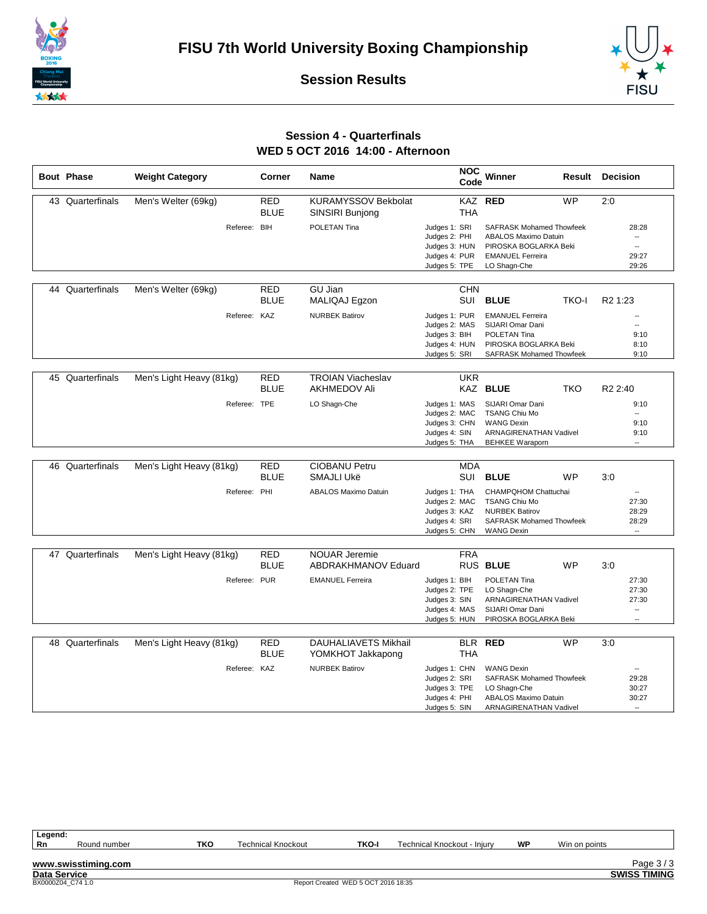# FISU 7th World University Boxing Championship

## Session Results

### Session 4 - Quarterfinals
### WED 5 OCT 2016 14:00 - Afternoon

| Bout | Phase | Weight Category | Corner | Name | NOC Code | Winner | Result | Decision |
|---|---|---|---|---|---|---|---|---|
| 43 | Quarterfinals | Men's Welter (69kg) | RED | KURAMYSSOV Bekbolat | KAZ | RED | WP | 2:0 |
| | | | BLUE | SINSIRI Bunjong | THA | | | |
| | | | Referee: BIH | POLETAN Tina | Judges 1: SRI | SAFRASK Mohamed Thowfeek | | 28:28 |
| | | | | | Judges 2: PHI | ABALOS Maximo Datuin | | -- |
| | | | | | Judges 3: HUN | PIROSKA BOGLARKA Beki | | -- |
| | | | | | Judges 4: PUR | EMANUEL Ferreira | | 29:27 |
| | | | | | Judges 5: TPE | LO Shagn-Che | | 29:26 |
| 44 | Quarterfinals | Men's Welter (69kg) | RED | GU Jian | CHN | | | |
| | | | BLUE | MALIQAJ Egzon | SUI | BLUE | TKO-I | R2 1:23 |
| | | | Referee: KAZ | NURBEK Batirov | Judges 1: PUR | EMANUEL Ferreira | | -- |
| | | | | | Judges 2: MAS | SIJARI Omar Dani | | -- |
| | | | | | Judges 3: BIH | POLETAN Tina | | 9:10 |
| | | | | | Judges 4: HUN | PIROSKA BOGLARKA Beki | | 8:10 |
| | | | | | Judges 5: SRI | SAFRASK Mohamed Thowfeek | | 9:10 |
| 45 | Quarterfinals | Men's Light Heavy (81kg) | RED | TROIAN Viacheslav | UKR | | | |
| | | | BLUE | AKHMEDOV Ali | KAZ | BLUE | TKO | R2 2:40 |
| | | | Referee: TPE | LO Shagn-Che | Judges 1: MAS | SIJARI Omar Dani | | 9:10 |
| | | | | | Judges 2: MAC | TSANG Chiu Mo | | -- |
| | | | | | Judges 3: CHN | WANG Dexin | | 9:10 |
| | | | | | Judges 4: SIN | ARNAGIRENATHAN Vadivel | | 9:10 |
| | | | | | Judges 5: THA | BEHKEE Waraporn | | -- |
| 46 | Quarterfinals | Men's Light Heavy (81kg) | RED | CIOBANU Petru | MDA | | | |
| | | | BLUE | SMAJLI Ukë | SUI | BLUE | WP | 3:0 |
| | | | Referee: PHI | ABALOS Maximo Datuin | Judges 1: THA | CHAMPQHOM Chattuchai | | -- |
| | | | | | Judges 2: MAC | TSANG Chiu Mo | | 27:30 |
| | | | | | Judges 3: KAZ | NURBEK Batirov | | 28:29 |
| | | | | | Judges 4: SRI | SAFRASK Mohamed Thowfeek | | 28:29 |
| | | | | | Judges 5: CHN | WANG Dexin | | -- |
| 47 | Quarterfinals | Men's Light Heavy (81kg) | RED | NOUAR Jeremie | FRA | | | |
| | | | BLUE | ABDRAKHMANOV Eduard | RUS | BLUE | WP | 3:0 |
| | | | Referee: PUR | EMANUEL Ferreira | Judges 1: BIH | POLETAN Tina | | 27:30 |
| | | | | | Judges 2: TPE | LO Shagn-Che | | 27:30 |
| | | | | | Judges 3: SIN | ARNAGIRENATHAN Vadivel | | 27:30 |
| | | | | | Judges 4: MAS | SIJARI Omar Dani | | -- |
| | | | | | Judges 5: HUN | PIROSKA BOGLARKA Beki | | -- |
| 48 | Quarterfinals | Men's Light Heavy (81kg) | RED | DAUHALIAVETS Mikhail | BLR | RED | WP | 3:0 |
| | | | BLUE | YOMKHOT Jakkapong | THA | | | |
| | | | Referee: KAZ | NURBEK Batirov | Judges 1: CHN | WANG Dexin | | -- |
| | | | | | Judges 2: SRI | SAFRASK Mohamed Thowfeek | | 29:28 |
| | | | | | Judges 3: TPE | LO Shagn-Che | | 30:27 |
| | | | | | Judges 4: PHI | ABALOS Maximo Datuin | | 30:27 |
| | | | | | Judges 5: SIN | ARNAGIRENATHAN Vadivel | | -- |

**Legend:**

| | | | | | | | |
|---|---|---|---|---|---|---|---|
| **Rn** | Round number | **TKO** | Technical Knockout | **TKO-I** | Technical Knockout - Injury | **WP** | Win on points |

www.swisstiming.com

Data Service — SWISS TIMING

BX0000Z04_C74 1.0 — Report Created WED 5 OCT 2016 18:35